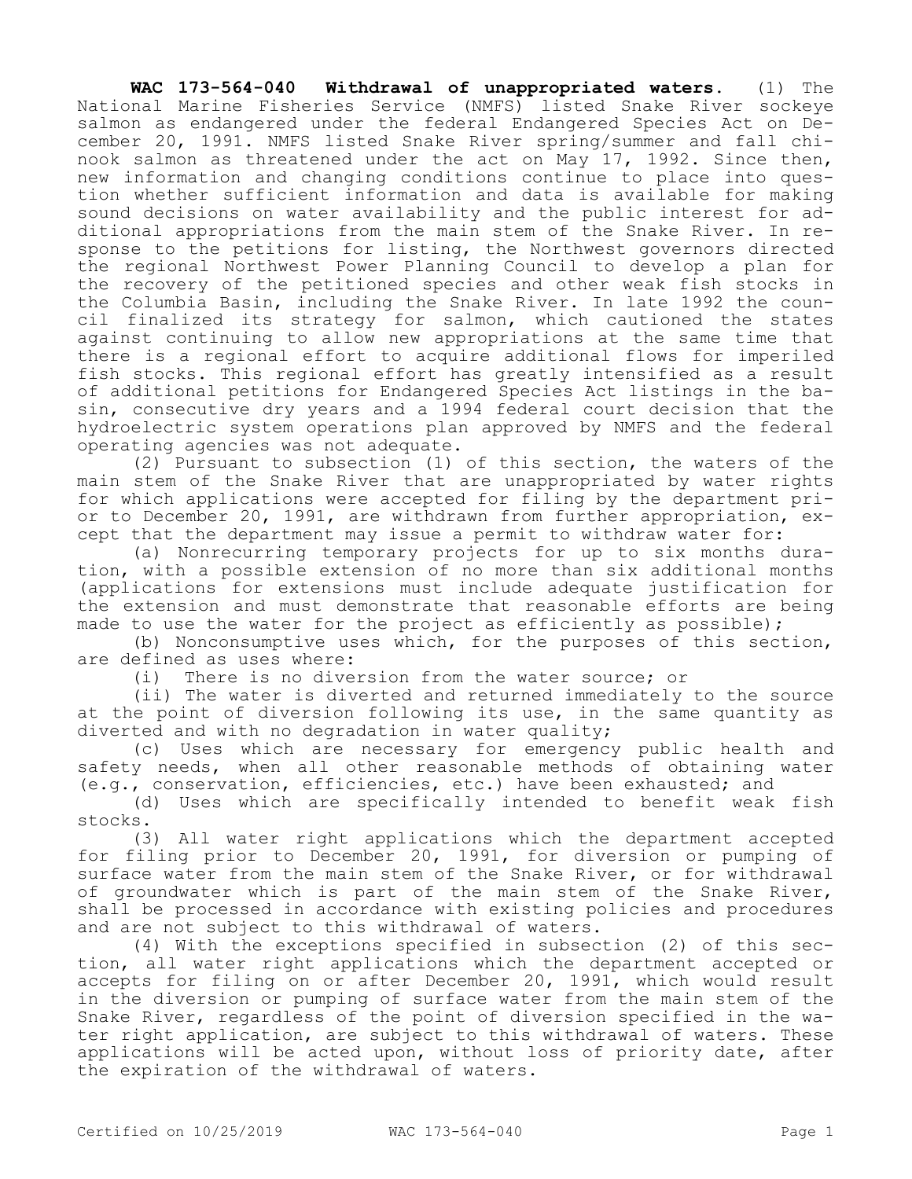**WAC 173-564-040 Withdrawal of unappropriated waters.** (1) The National Marine Fisheries Service (NMFS) listed Snake River sockeye salmon as endangered under the federal Endangered Species Act on December 20, 1991. NMFS listed Snake River spring/summer and fall chinook salmon as threatened under the act on May 17, 1992. Since then, new information and changing conditions continue to place into question whether sufficient information and data is available for making sound decisions on water availability and the public interest for additional appropriations from the main stem of the Snake River. In response to the petitions for listing, the Northwest governors directed the regional Northwest Power Planning Council to develop a plan for the recovery of the petitioned species and other weak fish stocks in the Columbia Basin, including the Snake River. In late 1992 the council finalized its strategy for salmon, which cautioned the states against continuing to allow new appropriations at the same time that there is a regional effort to acquire additional flows for imperiled fish stocks. This regional effort has greatly intensified as a result of additional petitions for Endangered Species Act listings in the basin, consecutive dry years and a 1994 federal court decision that the hydroelectric system operations plan approved by NMFS and the federal operating agencies was not adequate.

(2) Pursuant to subsection (1) of this section, the waters of the main stem of the Snake River that are unappropriated by water rights for which applications were accepted for filing by the department prior to December 20, 1991, are withdrawn from further appropriation, except that the department may issue a permit to withdraw water for:

(a) Nonrecurring temporary projects for up to six months duration, with a possible extension of no more than six additional months (applications for extensions must include adequate justification for the extension and must demonstrate that reasonable efforts are being made to use the water for the project as efficiently as possible);

(b) Nonconsumptive uses which, for the purposes of this section, are defined as uses where:

(i) There is no diversion from the water source; or

(ii) The water is diverted and returned immediately to the source at the point of diversion following its use, in the same quantity as diverted and with no degradation in water quality;

(c) Uses which are necessary for emergency public health and safety needs, when all other reasonable methods of obtaining water (e.g., conservation, efficiencies, etc.) have been exhausted; and

(d) Uses which are specifically intended to benefit weak fish stocks.

(3) All water right applications which the department accepted for filing prior to December 20, 1991, for diversion or pumping of surface water from the main stem of the Snake River, or for withdrawal of groundwater which is part of the main stem of the Snake River, shall be processed in accordance with existing policies and procedures and are not subject to this withdrawal of waters.

(4) With the exceptions specified in subsection (2) of this section, all water right applications which the department accepted or accepts for filing on or after December 20, 1991, which would result in the diversion or pumping of surface water from the main stem of the Snake River, regardless of the point of diversion specified in the water right application, are subject to this withdrawal of waters. These applications will be acted upon, without loss of priority date, after the expiration of the withdrawal of waters.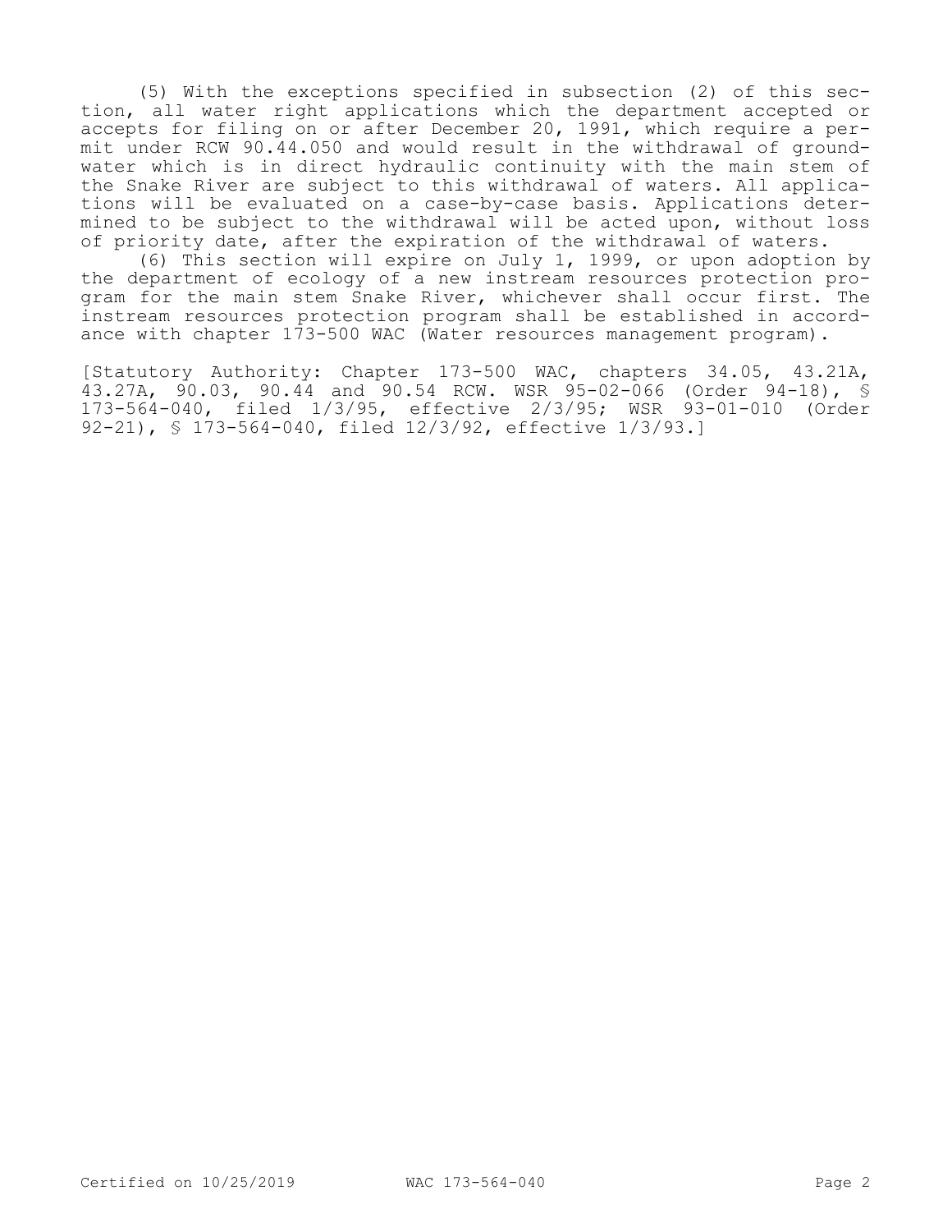(5) With the exceptions specified in subsection (2) of this section, all water right applications which the department accepted or accepts for filing on or after December 20, 1991, which require a permit under RCW 90.44.050 and would result in the withdrawal of groundwater which is in direct hydraulic continuity with the main stem of the Snake River are subject to this withdrawal of waters. All applications will be evaluated on a case-by-case basis. Applications determined to be subject to the withdrawal will be acted upon, without loss of priority date, after the expiration of the withdrawal of waters.

(6) This section will expire on July 1, 1999, or upon adoption by the department of ecology of a new instream resources protection program for the main stem Snake River, whichever shall occur first. The instream resources protection program shall be established in accordance with chapter 173-500 WAC (Water resources management program).

[Statutory Authority: Chapter 173-500 WAC, chapters 34.05, 43.21A, 43.27A, 90.03, 90.44 and 90.54 RCW. WSR 95-02-066 (Order 94-18), § 173-564-040, filed 1/3/95, effective 2/3/95; WSR 93-01-010 (Order 92-21), § 173-564-040, filed 12/3/92, effective 1/3/93.]